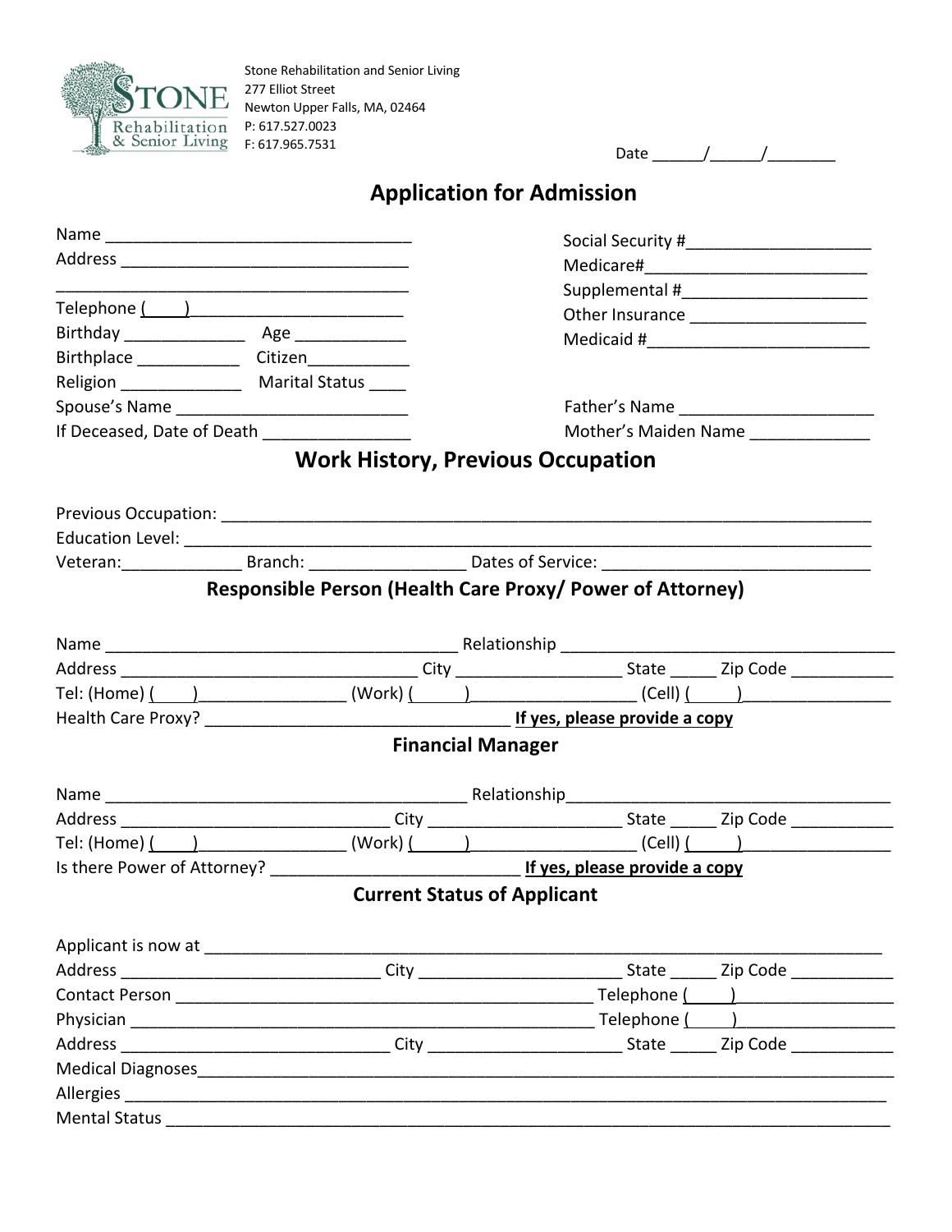Stone Rehabilitation and Senior Living
277 Elliot Street
Newton Upper Falls, MA, 02464
P: 617.527.0023
F: 617.965.7531

Date ______/______/________

# Application for Admission

Name ___________________________________

Address ________________________________

________________________________________

Telephone (____)________________________

Birthday _____________ Age ____________

Birthplace ___________ Citizen___________

Religion _____________ Marital Status ____

Spouse's Name __________________________

If Deceased, Date of Death ________________

Social Security #____________________

Medicare#________________________

Supplemental #____________________

Other Insurance ___________________

Medicaid #________________________

Father's Name _____________________

Mother's Maiden Name _____________

## Work History, Previous Occupation

Previous Occupation: ______________________________________________________________________

Education Level: __________________________________________________________________________

Veteran:_____________ Branch: ________________ Dates of Service: _____________________________

### Responsible Person (Health Care Proxy/ Power of Attorney)

Name _______________________________________ Relationship _____________________________________

Address _________________________________ City _________________ State _____ Zip Code ___________

Tel: (Home) (____)________________ (Work) (_____)__________________ (Cell) (_____)________________

Health Care Proxy? _________________________________ **If yes, please provide a copy**

### Financial Manager

Name ________________________________________ Relationship___________________________________

Address ______________________________ City _____________________ State _____ Zip Code ___________

Tel: (Home) (____)________________ (Work) (_____)_________________ (Cell) (_____)________________

Is there Power of Attorney? ___________________________ **If yes, please provide a copy**

### Current Status of Applicant

Applicant is now at _____________________________________________________________________

Address ____________________________ City _____________________ State _____ Zip Code ___________

Contact Person ______________________________________________ Telephone (____)________________

Physician ___________________________________________________ Telephone (____)________________

Address ______________________________ City _____________________ State _____ Zip Code ___________

Medical Diagnoses_________________________________________________________________________

Allergies ______________________________________________________________________________

Mental Status ___________________________________________________________________________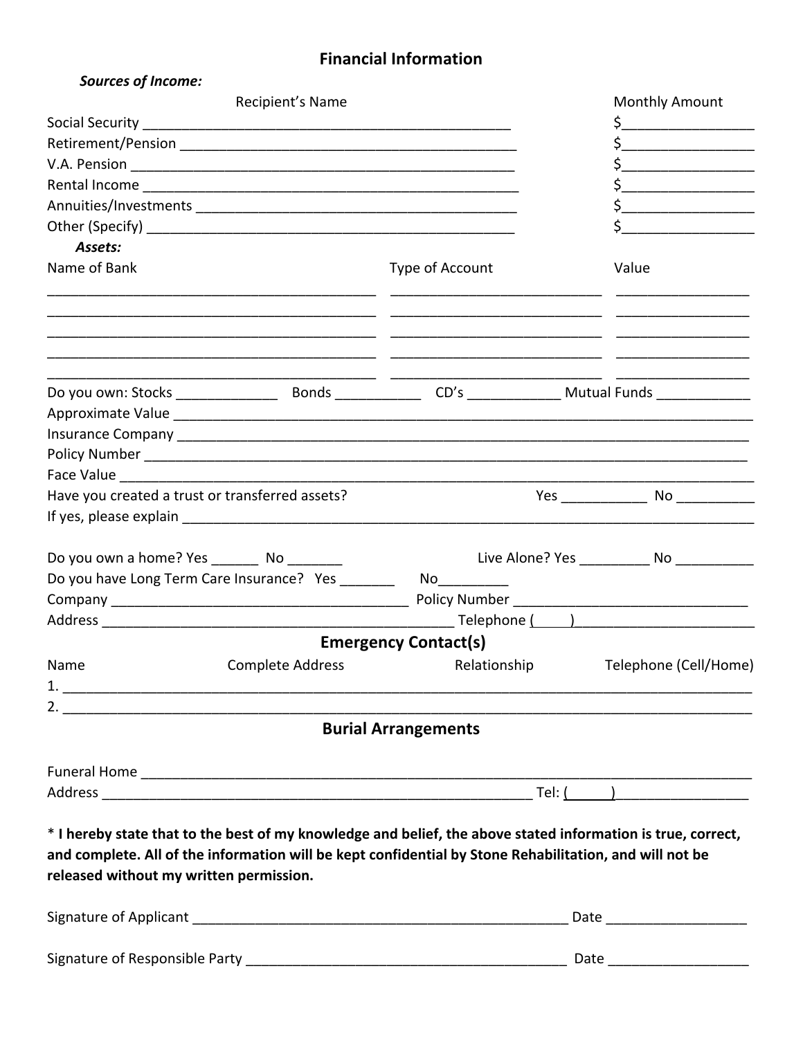## Financial Information

***Sources of Income:***

| | Recipient's Name | Monthly Amount |
|---|---|---|
| Social Security | ______________________________ | $______________ |
| Retirement/Pension | ______________________________ | $______________ |
| V.A. Pension | ______________________________ | $______________ |
| Rental Income | ______________________________ | $______________ |
| Annuities/Investments | ______________________________ | $______________ |
| Other (Specify) | ______________________________ | $______________ |

***Assets:***

| Name of Bank | Type of Account | Value |
|---|---|---|
| ______________________________ | ____________________ | ____________ |
| ______________________________ | ____________________ | ____________ |
| ______________________________ | ____________________ | ____________ |
| ______________________________ | ____________________ | ____________ |
| ______________________________ | ____________________ | ____________ |

Do you own: Stocks ____________ Bonds __________ CD's ___________ Mutual Funds ___________

Approximate Value ______________________________________________________________

Insurance Company ______________________________________________________________

Policy Number ______________________________________________________________

Face Value ______________________________________________________________

Have you created a trust or transferred assets? Yes __________ No __________

If yes, please explain ______________________________________________________________

Do you own a home? Yes ______ No _______ Live Alone? Yes _________ No __________

Do you have Long Term Care Insurance? Yes _______ No_________

Company ______________________________ Policy Number ______________________________

Address ______________________________ Telephone (____)______________________

## Emergency Contact(s)

| Name | Complete Address | Relationship | Telephone (Cell/Home) |
|---|---|---|---|
| 1. | | | |
| 2. | | | |

## Burial Arrangements

Funeral Home ______________________________________________________________

Address ______________________________________________ Tel: (_____)________________

**\* I hereby state that to the best of my knowledge and belief, the above stated information is true, correct, and complete. All of the information will be kept confidential by Stone Rehabilitation, and will not be released without my written permission.**

Signature of Applicant ________________________________________ Date _________________

Signature of Responsible Party __________________________________ Date _________________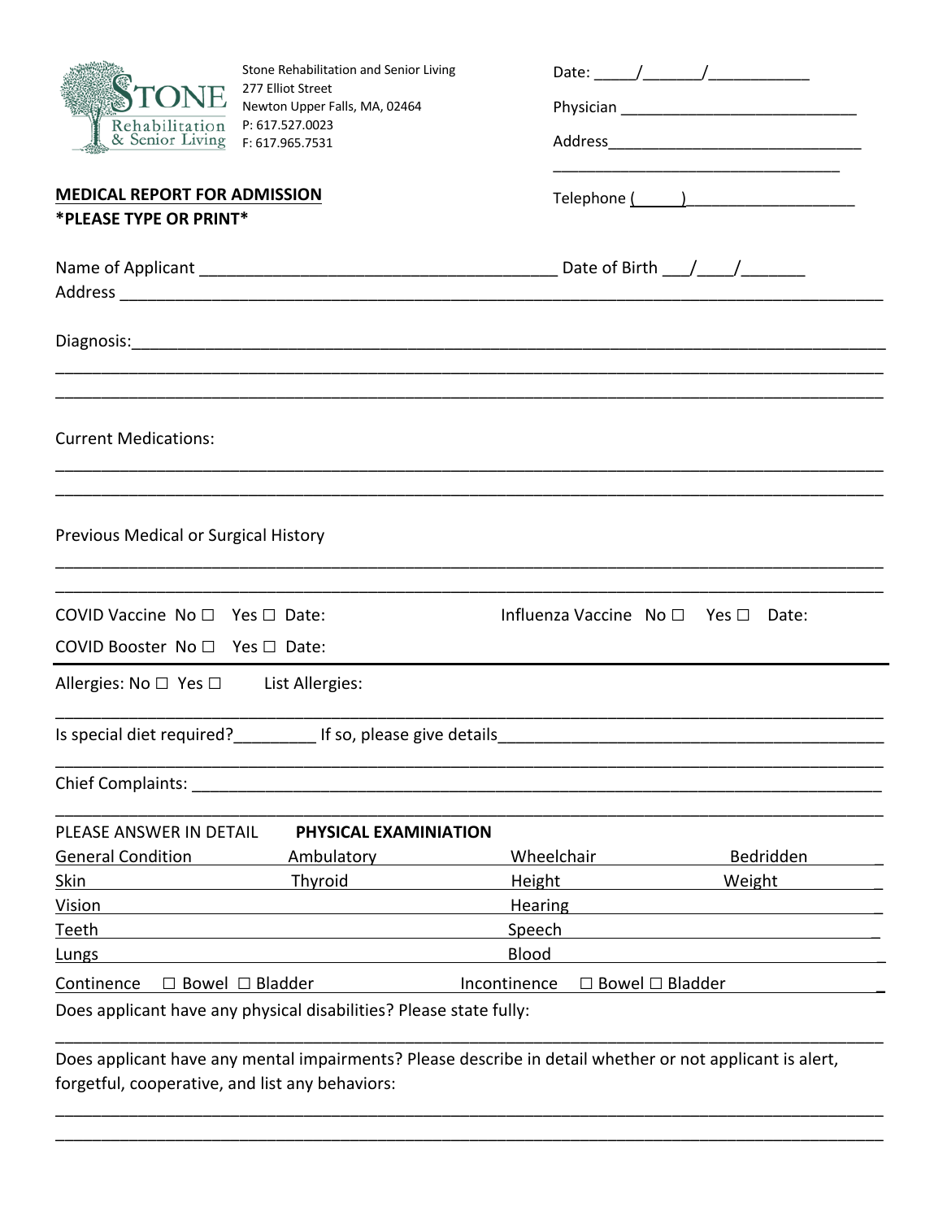Stone Rehabilitation and Senior Living
277 Elliot Street
Newton Upper Falls, MA, 02464
P: 617.527.0023
F: 617.965.7531

Date: _____/_______/____________

Physician _____________________________

Address_______________________________

_________________________________

Telephone (_____)___________________

**MEDICAL REPORT FOR ADMISSION**

***PLEASE TYPE OR PRINT***

Name of Applicant ________________________________________ Date of Birth ___/____/_______

Address ________________________________________________________________________________

Diagnosis:_______________________________________________________________________________

_________________________________________________________________________________________

_________________________________________________________________________________________

Current Medications:

_________________________________________________________________________________________

_________________________________________________________________________________________

Previous Medical or Surgical History

_________________________________________________________________________________________

_________________________________________________________________________________________

COVID Vaccine No ☐ Yes ☐ Date: Influenza Vaccine No ☐ Yes ☐ Date:

COVID Booster No ☐ Yes ☐ Date:

---

Allergies: No ☐ Yes ☐ List Allergies:

_________________________________________________________________________________________

Is special diet required?_________ If so, please give details__________________________________________

_________________________________________________________________________________________

Chief Complaints: ________________________________________________________________________

_________________________________________________________________________________________

PLEASE ANSWER IN DETAIL **PHYSICAL EXAMINIATION**

| | | | |
|---|---|---|---|
| General Condition | Ambulatory | Wheelchair | Bedridden |
| Skin | Thyroid | Height | Weight |
| Vision | | Hearing | |
| Teeth | | Speech | |
| Lungs | | Blood | |

Continence ☐ Bowel ☐ Bladder Incontinence ☐ Bowel ☐ Bladder

Does applicant have any physical disabilities? Please state fully:

_________________________________________________________________________________________

Does applicant have any mental impairments? Please describe in detail whether or not applicant is alert, forgetful, cooperative, and list any behaviors:

_________________________________________________________________________________________

_________________________________________________________________________________________